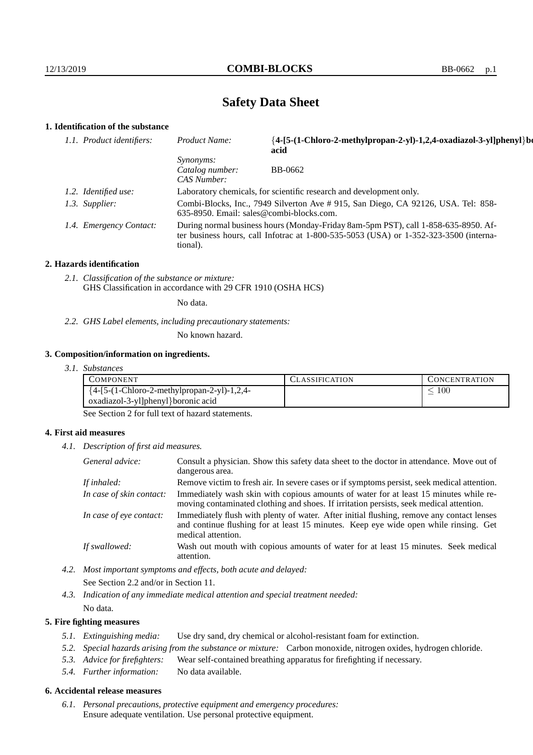# Safety Data Sheet

## 1. Identification of the substance

*1.1. Product identifiers:* *Product Name:* **{4-[5-(1-Chloro-2-methylpropan-2-yl)-1,2,4-oxadiazol-3-yl]phenyl}boronic acid**

*Synonyms:*

*Catalog number:* BB-0662

*CAS Number:*

*1.2. Identified use:* Laboratory chemicals, for scientific research and development only.

*1.3. Supplier:* Combi-Blocks, Inc., 7949 Silverton Ave # 915, San Diego, CA 92126, USA. Tel: 858-635-8950. Email: sales@combi-blocks.com.

*1.4. Emergency Contact:* During normal business hours (Monday-Friday 8am-5pm PST), call 1-858-635-8950. After business hours, call Infotrac at 1-800-535-5053 (USA) or 1-352-323-3500 (international).

## 2. Hazards identification

*2.1. Classification of the substance or mixture:*
GHS Classification in accordance with 29 CFR 1910 (OSHA HCS)

No data.

*2.2. GHS Label elements, including precautionary statements:*

No known hazard.

## 3. Composition/information on ingredients.

*3.1. Substances*

| Component | Classification | Concentration |
|---|---|---|
| {4-[5-(1-Chloro-2-methylpropan-2-yl)-1,2,4-oxadiazol-3-yl]phenyl}boronic acid | | $\leq 100$ |

See Section 2 for full text of hazard statements.

## 4. First aid measures

*4.1. Description of first aid measures.*

*General advice:* Consult a physician. Show this safety data sheet to the doctor in attendance. Move out of dangerous area.

*If inhaled:* Remove victim to fresh air. In severe cases or if symptoms persist, seek medical attention.

*In case of skin contact:* Immediately wash skin with copious amounts of water for at least 15 minutes while removing contaminated clothing and shoes. If irritation persists, seek medical attention.

*In case of eye contact:* Immediately flush with plenty of water. After initial flushing, remove any contact lenses and continue flushing for at least 15 minutes. Keep eye wide open while rinsing. Get medical attention.

*If swallowed:* Wash out mouth with copious amounts of water for at least 15 minutes. Seek medical attention.

*4.2. Most important symptoms and effects, both acute and delayed:*

See Section 2.2 and/or in Section 11.

*4.3. Indication of any immediate medical attention and special treatment needed:*

No data.

## 5. Fire fighting measures

*5.1. Extinguishing media:* Use dry sand, dry chemical or alcohol-resistant foam for extinction.

*5.2. Special hazards arising from the substance or mixture:* Carbon monoxide, nitrogen oxides, hydrogen chloride.

*5.3. Advice for firefighters:* Wear self-contained breathing apparatus for firefighting if necessary.

*5.4. Further information:* No data available.

## 6. Accidental release measures

*6.1. Personal precautions, protective equipment and emergency procedures:*
Ensure adequate ventilation. Use personal protective equipment.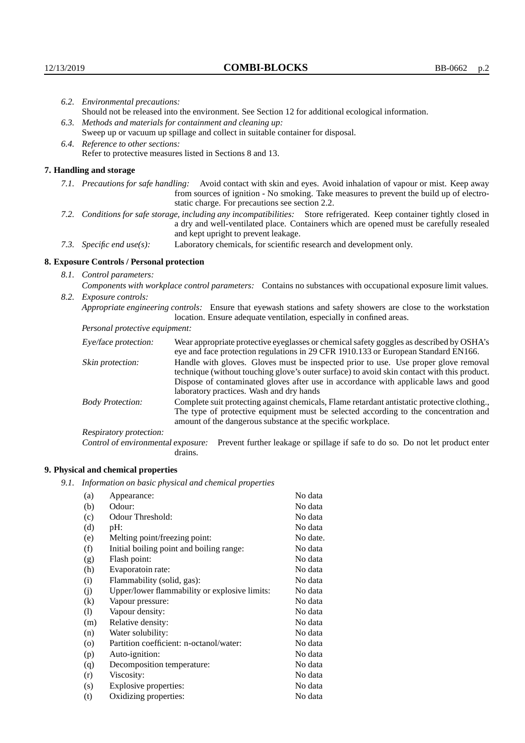*6.2. Environmental precautions:*
Should not be released into the environment. See Section 12 for additional ecological information.

*6.3. Methods and materials for containment and cleaning up:*
Sweep up or vacuum up spillage and collect in suitable container for disposal.

*6.4. Reference to other sections:*
Refer to protective measures listed in Sections 8 and 13.

## 7. Handling and storage

*7.1. Precautions for safe handling:* Avoid contact with skin and eyes. Avoid inhalation of vapour or mist. Keep away from sources of ignition - No smoking. Take measures to prevent the build up of electrostatic charge. For precautions see section 2.2.

*7.2. Conditions for safe storage, including any incompatibilities:* Store refrigerated. Keep container tightly closed in a dry and well-ventilated place. Containers which are opened must be carefully resealed and kept upright to prevent leakage.

*7.3. Specific end use(s):* Laboratory chemicals, for scientific research and development only.

## 8. Exposure Controls / Personal protection

*8.1. Control parameters:*

*Components with workplace control parameters:* Contains no substances with occupational exposure limit values.

*8.2. Exposure controls:*

*Appropriate engineering controls:* Ensure that eyewash stations and safety showers are close to the workstation location. Ensure adequate ventilation, especially in confined areas.

*Personal protective equipment:*

*Eye/face protection:* Wear appropriate protective eyeglasses or chemical safety goggles as described by OSHA's eye and face protection regulations in 29 CFR 1910.133 or European Standard EN166.

*Skin protection:* Handle with gloves. Gloves must be inspected prior to use. Use proper glove removal technique (without touching glove's outer surface) to avoid skin contact with this product. Dispose of contaminated gloves after use in accordance with applicable laws and good laboratory practices. Wash and dry hands

*Body Protection:* Complete suit protecting against chemicals, Flame retardant antistatic protective clothing., The type of protective equipment must be selected according to the concentration and amount of the dangerous substance at the specific workplace.

*Respiratory protection:*

*Control of environmental exposure:* Prevent further leakage or spillage if safe to do so. Do not let product enter drains.

## 9. Physical and chemical properties

*9.1. Information on basic physical and chemical properties*

| | | |
|---|---|---|
| (a) | Appearance: | No data |
| (b) | Odour: | No data |
| (c) | Odour Threshold: | No data |
| (d) | pH: | No data |
| (e) | Melting point/freezing point: | No date. |
| (f) | Initial boiling point and boiling range: | No data |
| (g) | Flash point: | No data |
| (h) | Evaporatoin rate: | No data |
| (i) | Flammability (solid, gas): | No data |
| (j) | Upper/lower flammability or explosive limits: | No data |
| (k) | Vapour pressure: | No data |
| (l) | Vapour density: | No data |
| (m) | Relative density: | No data |
| (n) | Water solubility: | No data |
| (o) | Partition coefficient: n-octanol/water: | No data |
| (p) | Auto-ignition: | No data |
| (q) | Decomposition temperature: | No data |
| (r) | Viscosity: | No data |
| (s) | Explosive properties: | No data |
| (t) | Oxidizing properties: | No data |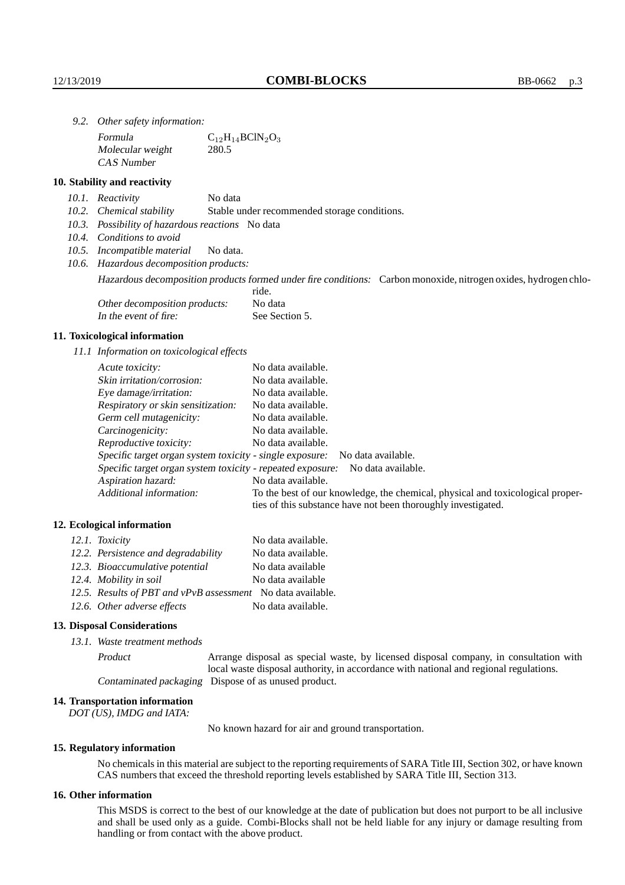*9.2. Other safety information:*

| | |
|---|---|
| *Formula* | $C_{12}H_{14}BClN_2O_3$ |
| *Molecular weight* | 280.5 |
| *CAS Number* | |

## 10. Stability and reactivity

*10.1. Reactivity* No data

*10.2. Chemical stability* Stable under recommended storage conditions.

*10.3. Possibility of hazardous reactions* No data

*10.4. Conditions to avoid*

*10.5. Incompatible material* No data.

*10.6. Hazardous decomposition products:*

*Hazardous decomposition products formed under fire conditions:* Carbon monoxide, nitrogen oxides, hydrogen chloride.

| | |
|---|---|
| *Other decomposition products:* | No data |
| *In the event of fire:* | See Section 5. |

## 11. Toxicological information

*11.1 Information on toxicological effects*

| | |
|---|---|
| *Acute toxicity:* | No data available. |
| *Skin irritation/corrosion:* | No data available. |
| *Eye damage/irritation:* | No data available. |
| *Respiratory or skin sensitization:* | No data available. |
| *Germ cell mutagenicity:* | No data available. |
| *Carcinogenicity:* | No data available. |
| *Reproductive toxicity:* | No data available. |
| *Specific target organ system toxicity - single exposure:* | No data available. |
| *Specific target organ system toxicity - repeated exposure:* | No data available. |
| *Aspiration hazard:* | No data available. |
| *Additional information:* | To the best of our knowledge, the chemical, physical and toxicological properties of this substance have not been thoroughly investigated. |

## 12. Ecological information

| | |
|---|---|
| *12.1. Toxicity* | No data available. |
| *12.2. Persistence and degradability* | No data available. |
| *12.3. Bioaccumulative potential* | No data available |
| *12.4. Mobility in soil* | No data available |
| *12.5. Results of PBT and vPvB assessment* | No data available. |
| *12.6. Other adverse effects* | No data available. |

## 13. Disposal Considerations

*13.1. Waste treatment methods*

| | |
|---|---|
| *Product* | Arrange disposal as special waste, by licensed disposal company, in consultation with local waste disposal authority, in accordance with national and regional regulations. |
| *Contaminated packaging* | Dispose of as unused product. |

## 14. Transportation information

*DOT (US), IMDG and IATA:*

No known hazard for air and ground transportation.

## 15. Regulatory information

No chemicals in this material are subject to the reporting requirements of SARA Title III, Section 302, or have known CAS numbers that exceed the threshold reporting levels established by SARA Title III, Section 313.

## 16. Other information

This MSDS is correct to the best of our knowledge at the date of publication but does not purport to be all inclusive and shall be used only as a guide. Combi-Blocks shall not be held liable for any injury or damage resulting from handling or from contact with the above product.